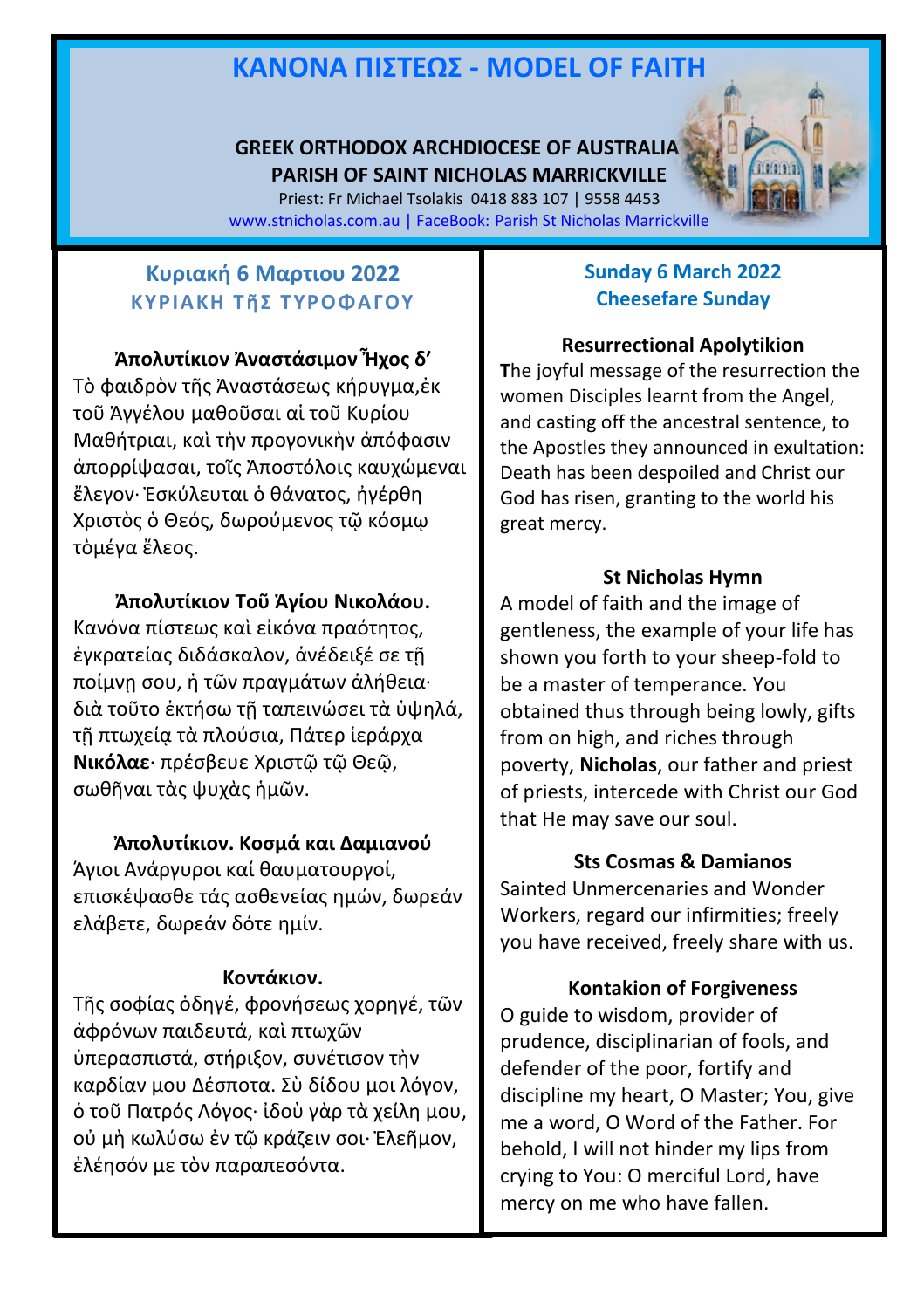# ΚΑΝΟΝΑ ΠΙΣΤΕΩΣ - MODEL OF FAITH

**GREEK ORTHODOX ARCHDIOCESE OF AUSTRALIA**
**PARISH OF SAINT NICHOLAS MARRICKVILLE**
Priest: Fr Michael Tsolakis 0418 883 107 | 9558 4453
www.stnicholas.com.au | FaceBook: Parish St Nicholas Marrickville

## Κυριακή 6 Μαρτιου 2022
### ΚΥΡΙΑΚΗ ΤῆΣ ΤΥΡΟΦΑΓΟΥ

**Ἀπολυτίκιον Ἀναστάσιμον Ἦχος δ'**
Τὸ φαιδρὸν τῆς Ἀναστάσεως κήρυγμα,ἐκ τοῦ Ἀγγέλου μαθοῦσαι αἱ τοῦ Κυρίου Μαθήτριαι, καὶ τὴν προγονικὴν ἀπόφασιν ἀπορρίψασαι, τοῖς Ἀποστόλοις καυχώμεναι ἔλεγον· Ἐσκύλευται ὁ θάνατος, ἠγέρθη Χριστὸς ὁ Θεός, δωρούμενος τῷ κόσμῳ τὸμέγα ἔλεος.

**Ἀπολυτίκιον Τοῦ Ἁγίου Νικολάου.**
Κανόνα πίστεως καὶ εἰκόνα πραότητος, ἐγκρατείας διδάσκαλον, ἀνέδειξέ σε τῇ ποίμνῃ σου, ἡ τῶν πραγμάτων ἀλήθεια· διὰ τοῦτο ἐκτήσω τῇ ταπεινώσει τὰ ὑψηλά, τῇ πτωχείᾳ τὰ πλούσια, Πάτερ ἱεράρχα **Νικόλαε**· πρέσβευε Χριστῷ τῷ Θεῷ, σωθῆναι τὰς ψυχὰς ἡμῶν.

**Ἀπολυτίκιον. Κοσμά και Δαμιανού**
Άγιοι Ανάργυροι καί θαυματουργοί, επισκέψασθε τάς ασθενείας ημών, δωρεάν ελάβετε, δωρεάν δότε ημίν.

**Κοντάκιον.**
Τῆς σοφίας ὁδηγέ, φρονήσεως χορηγέ, τῶν ἀφρόνων παιδευτά, καὶ πτωχῶν ὑπερασπιστά, στήριξον, συνέτισον τὴν καρδίαν μου Δέσποτα. Σὺ δίδου μοι λόγον, ὁ τοῦ Πατρός Λόγος· ἰδοὺ γὰρ τὰ χείλη μου, οὐ μὴ κωλύσω ἐν τῷ κράζειν σοι· Ἐλεῆμον, ἐλέησόν με τὸν παραπεσόντα.

## Sunday 6 March 2022
### Cheesefare Sunday

**Resurrectional Apolytikion**
The joyful message of the resurrection the women Disciples learnt from the Angel, and casting off the ancestral sentence, to the Apostles they announced in exultation: Death has been despoiled and Christ our God has risen, granting to the world his great mercy.

**St Nicholas Hymn**
A model of faith and the image of gentleness, the example of your life has shown you forth to your sheep-fold to be a master of temperance. You obtained thus through being lowly, gifts from on high, and riches through poverty, **Nicholas**, our father and priest of priests, intercede with Christ our God that He may save our soul.

**Sts Cosmas & Damianos**
Sainted Unmercenaries and Wonder Workers, regard our infirmities; freely you have received, freely share with us.

**Kontakion of Forgiveness**
O guide to wisdom, provider of prudence, disciplinarian of fools, and defender of the poor, fortify and discipline my heart, O Master; You, give me a word, O Word of the Father. For behold, I will not hinder my lips from crying to You: O merciful Lord, have mercy on me who have fallen.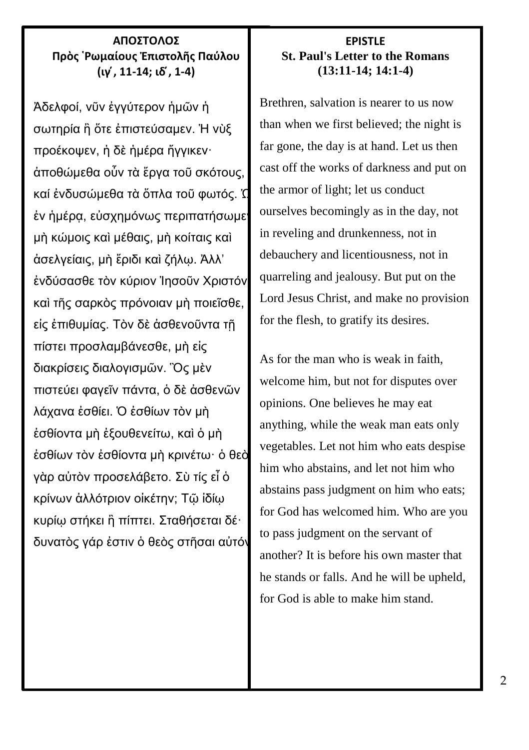## ΑΠΟΣΤΟΛΟΣ

**Πρὸς ῾Ρωμαίους Ἐπιστολῆς Παύλου (ιγ΄, 11-14; ιδ΄, 1-4)**

Ἀδελφοί, νῦν ἐγγύτερον ἡμῶν ἡ σωτηρία ἢ ὅτε ἐπιστεύσαμεν. Ἡ νὺξ προέκοψεν, ἡ δὲ ἡμέρα ἤγγικεν· ἀποθώμεθα οὖν τὰ ἔργα τοῦ σκότους, καί ἐνδυσώμεθα τὰ ὅπλα τοῦ φωτός. Ὡ ἐν ἡμέρᾳ, εὐσχημόνως περιπατήσωμεν μὴ κώμοις καὶ μέθαις, μὴ κοίταις καὶ ἀσελγείαις, μὴ ἔριδι καὶ ζήλῳ. Ἀλλ' ἐνδύσασθε τὸν κύριον Ἰησοῦν Χριστόν καὶ τῆς σαρκὸς πρόνοιαν μὴ ποιεῖσθε, εἰς ἐπιθυμίας. Τὸν δὲ ἀσθενοῦντα τῇ πίστει προσλαμβάνεσθε, μὴ εἰς διακρίσεις διαλογισμῶν. Ὃς μὲν πιστεύει φαγεῖν πάντα, ὁ δὲ ἀσθενῶν λάχανα ἐσθίει. Ὁ ἐσθίων τὸν μὴ ἐσθίοντα μὴ ἐξουθενείτω, καὶ ὁ μὴ ἐσθίων τὸν ἐσθίοντα μὴ κρινέτω· ὁ θεὸ γὰρ αὐτὸν προσελάβετο. Σὺ τίς εἶ ὁ κρίνων ἀλλότριον οἰκέτην; Τῷ ἰδίῳ κυρίῳ στήκει ἢ πίπτει. Σταθήσεται δέ· δυνατὸς γάρ ἐστιν ὁ θεὸς στῆσαι αὐτόν

## EPISTLE

**St. Paul's Letter to the Romans (13:11-14; 14:1-4)**

Brethren, salvation is nearer to us now than when we first believed; the night is far gone, the day is at hand. Let us then cast off the works of darkness and put on the armor of light; let us conduct ourselves becomingly as in the day, not in reveling and drunkenness, not in debauchery and licentiousness, not in quarreling and jealousy. But put on the Lord Jesus Christ, and make no provision for the flesh, to gratify its desires.

As for the man who is weak in faith, welcome him, but not for disputes over opinions. One believes he may eat anything, while the weak man eats only vegetables. Let not him who eats despise him who abstains, and let not him who abstains pass judgment on him who eats; for God has welcomed him. Who are you to pass judgment on the servant of another? It is before his own master that he stands or falls. And he will be upheld, for God is able to make him stand.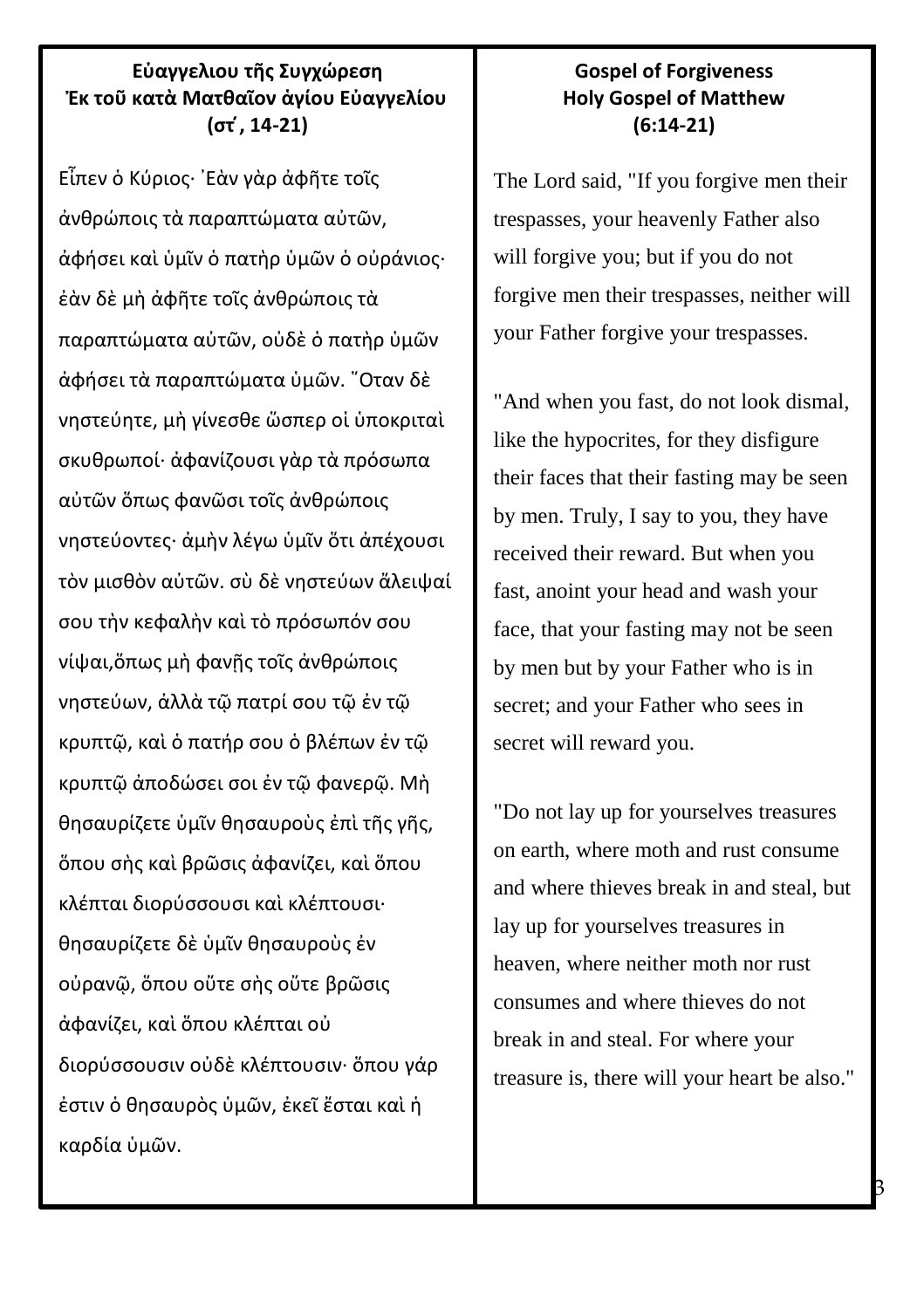**Εὐαγγελιου τῆς Συγχώρεση**
**Ἐκ τοῦ κατὰ Ματθαῖον ἁγίου Εὐαγγελίου**
**(στ΄, 14-21)**

Εἶπεν ὁ Κύριος· ᾿Εὰν γὰρ ἀφῆτε τοῖς ἀνθρώποις τὰ παραπτώματα αὐτῶν, ἀφήσει καὶ ὑμῖν ὁ πατὴρ ὑμῶν ὁ οὐράνιος· ἐὰν δὲ μὴ ἀφῆτε τοῖς ἀνθρώποις τὰ παραπτώματα αὐτῶν, οὐδὲ ὁ πατὴρ ὑμῶν ἀφήσει τὰ παραπτώματα ὑμῶν. ῞Οταν δὲ νηστεύητε, μὴ γίνεσθε ὥσπερ οἱ ὑποκριταὶ σκυθρωποί· ἀφανίζουσι γὰρ τὰ πρόσωπα αὐτῶν ὅπως φανῶσι τοῖς ἀνθρώποις νηστεύοντες· ἀμὴν λέγω ὑμῖν ὅτι ἀπέχουσι τὸν μισθὸν αὐτῶν. σὺ δὲ νηστεύων ἄλειψαί σου τὴν κεφαλὴν καὶ τὸ πρόσωπόν σου νίψαι,ὅπως μὴ φανῇς τοῖς ἀνθρώποις νηστεύων, ἀλλὰ τῷ πατρί σου τῷ ἐν τῷ κρυπτῷ, καὶ ὁ πατήρ σου ὁ βλέπων ἐν τῷ κρυπτῷ ἀποδώσει σοι ἐν τῷ φανερῷ. Μὴ θησαυρίζετε ὑμῖν θησαυροὺς ἐπὶ τῆς γῆς, ὅπου σὴς καὶ βρῶσις ἀφανίζει, καὶ ὅπου κλέπται διορύσσουσι καὶ κλέπτουσι· θησαυρίζετε δὲ ὑμῖν θησαυροὺς ἐν οὐρανῷ, ὅπου οὔτε σὴς οὔτε βρῶσις ἀφανίζει, καὶ ὅπου κλέπται οὐ διορύσσουσιν οὐδὲ κλέπτουσιν· ὅπου γάρ ἐστιν ὁ θησαυρὸς ὑμῶν, ἐκεῖ ἔσται καὶ ἡ καρδία ὑμῶν.

**Gospel of Forgiveness**
**Holy Gospel of Matthew**
**(6:14-21)**

The Lord said, "If you forgive men their trespasses, your heavenly Father also will forgive you; but if you do not forgive men their trespasses, neither will your Father forgive your trespasses.

"And when you fast, do not look dismal, like the hypocrites, for they disfigure their faces that their fasting may be seen by men. Truly, I say to you, they have received their reward. But when you fast, anoint your head and wash your face, that your fasting may not be seen by men but by your Father who is in secret; and your Father who sees in secret will reward you.

"Do not lay up for yourselves treasures on earth, where moth and rust consume and where thieves break in and steal, but lay up for yourselves treasures in heaven, where neither moth nor rust consumes and where thieves do not break in and steal. For where your treasure is, there will your heart be also."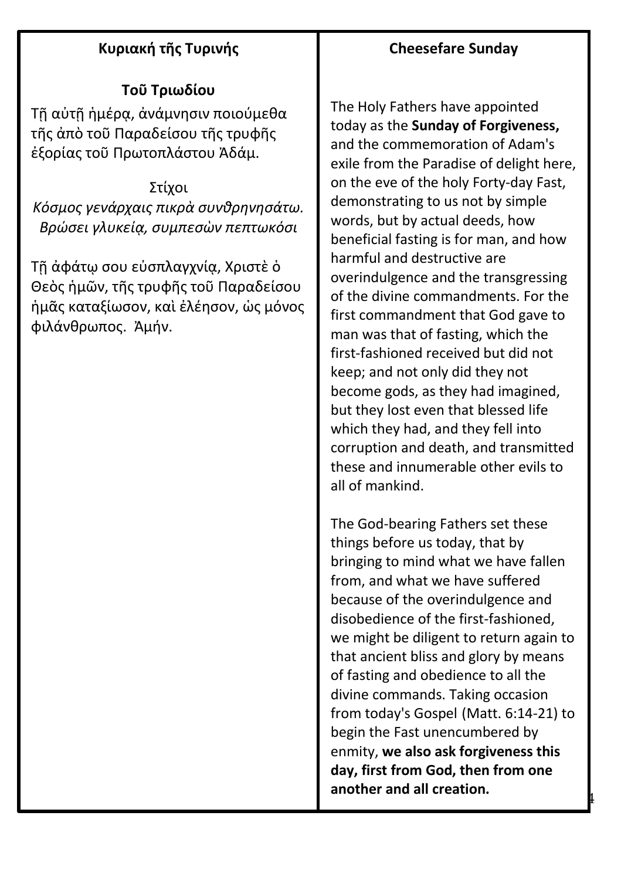**Κυριακὴ τῆς Τυρινής**

**Τοῦ Τριωδίου**

Τῇ αὐτῇ ἡμέρᾳ, ἀνάμνησιν ποιούμεθα τῆς ἀπὸ τοῦ Παραδείσου τῆς τρυφῆς ἐξορίας τοῦ Πρωτοπλάστου Ἀδάμ.

Στίχοι

*Κόσμος γενάρχαις πικρὰ συνθρηνησάτω.*
*Βρώσει γλυκείᾳ, συμπεσὼν πεπτωκόσι*

Τῇ ἀφάτῳ σου εὐσπλαγχνίᾳ, Χριστὲ ὁ Θεὸς ἡμῶν, τῆς τρυφῆς τοῦ Παραδείσου ἡμᾶς καταξίωσον, καὶ ἐλέησον, ὡς μόνος φιλάνθρωπος. Ἀμήν.

**Cheesefare Sunday**

The Holy Fathers have appointed today as the **Sunday of Forgiveness,** and the commemoration of Adam's exile from the Paradise of delight here, on the eve of the holy Forty-day Fast, demonstrating to us not by simple words, but by actual deeds, how beneficial fasting is for man, and how harmful and destructive are overindulgence and the transgressing of the divine commandments. For the first commandment that God gave to man was that of fasting, which the first-fashioned received but did not keep; and not only did they not become gods, as they had imagined, but they lost even that blessed life which they had, and they fell into corruption and death, and transmitted these and innumerable other evils to all of mankind.

The God-bearing Fathers set these things before us today, that by bringing to mind what we have fallen from, and what we have suffered because of the overindulgence and disobedience of the first-fashioned, we might be diligent to return again to that ancient bliss and glory by means of fasting and obedience to all the divine commands. Taking occasion from today's Gospel (Matt. 6:14-21) to begin the Fast unencumbered by enmity, **we also ask forgiveness this day, first from God, then from one another and all creation.**